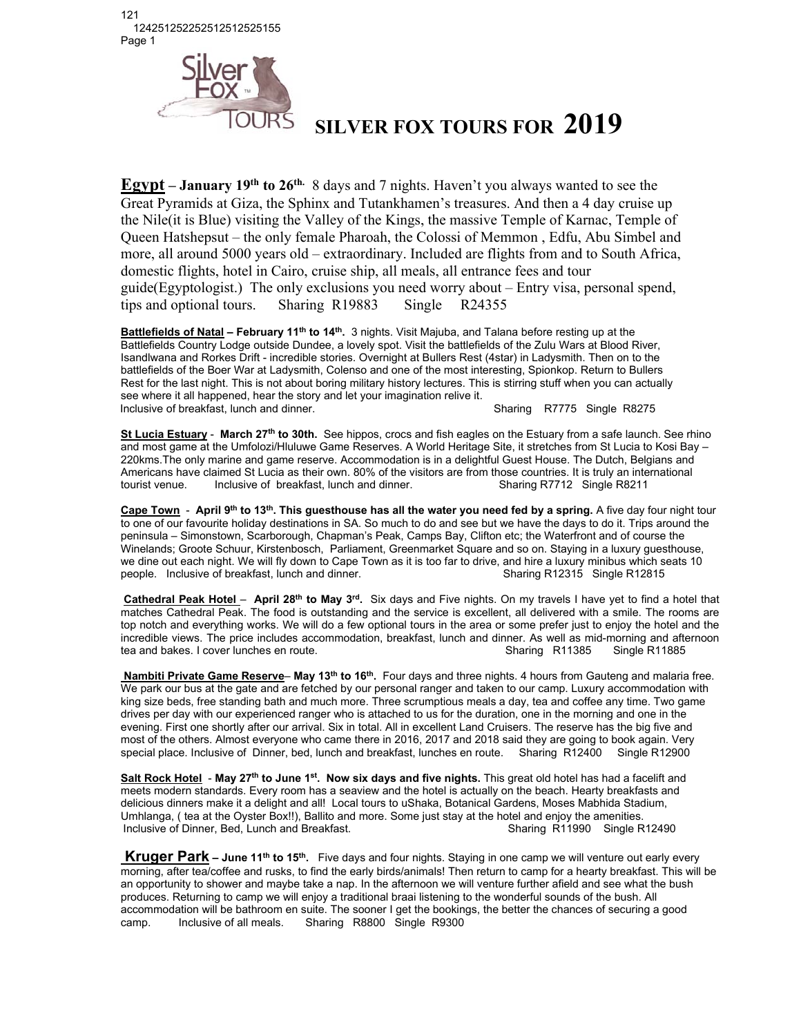# SILVER FOX TOURS FOR 2019

**Egypt – January 19th to 26th.** 8 days and 7 nights. Haven't you always wanted to see the Great Pyramids at Giza, the Sphinx and Tutankhamen's treasures. And then a 4 day cruise up the Nile(it is Blue) visiting the Valley of the Kings, the massive Temple of Karnac, Temple of Queen Hatshepsut – the only female Pharoah, the Colossi of Memmon , Edfu, Abu Simbel and more, all around 5000 years old – extraordinary. Included are flights from and to South Africa, domestic flights, hotel in Cairo, cruise ship, all meals, all entrance fees and tour guide(Egyptologist.) The only exclusions you need worry about – Entry visa, personal spend, tips and optional tours. Sharing R19883 Single R24355

**Battlefields of Natal – February 11th to 14th.** 3 nights. Visit Majuba, and Talana before resting up at the Battlefields Country Lodge outside Dundee, a lovely spot. Visit the battlefields of the Zulu Wars at Blood River, Isandlwana and Rorkes Drift - incredible stories. Overnight at Bullers Rest (4star) in Ladysmith. Then on to the battlefields of the Boer War at Ladysmith, Colenso and one of the most interesting, Spionkop. Return to Bullers Rest for the last night. This is not about boring military history lectures. This is stirring stuff when you can actually see where it all happened, hear the story and let your imagination relive it.
Inclusive of breakfast, lunch and dinner. Sharing R7775 Single R8275

**St Lucia Estuary - March 27th to 30th.** See hippos, crocs and fish eagles on the Estuary from a safe launch. See rhino and most game at the Umfolozi/Hluluwe Game Reserves. A World Heritage Site, it stretches from St Lucia to Kosi Bay – 220kms.The only marine and game reserve. Accommodation is in a delightful Guest House. The Dutch, Belgians and Americans have claimed St Lucia as their own. 80% of the visitors are from those countries. It is truly an international tourist venue. Inclusive of breakfast, lunch and dinner. Sharing R7712 Single R8211

**Cape Town - April 9th to 13th. This guesthouse has all the water you need fed by a spring.** A five day four night tour to one of our favourite holiday destinations in SA. So much to do and see but we have the days to do it. Trips around the peninsula – Simonstown, Scarborough, Chapman's Peak, Camps Bay, Clifton etc; the Waterfront and of course the Winelands; Groote Schuur, Kirstenbosch, Parliament, Greenmarket Square and so on. Staying in a luxury guesthouse, we dine out each night. We will fly down to Cape Town as it is too far to drive, and hire a luxury minibus which seats 10 people. Inclusive of breakfast, lunch and dinner. Sharing R12315 Single R12815

**Cathedral Peak Hotel – April 28th to May 3rd.** Six days and Five nights. On my travels I have yet to find a hotel that matches Cathedral Peak. The food is outstanding and the service is excellent, all delivered with a smile. The rooms are top notch and everything works. We will do a few optional tours in the area or some prefer just to enjoy the hotel and the incredible views. The price includes accommodation, breakfast, lunch and dinner. As well as mid-morning and afternoon tea and bakes. I cover lunches en route. Sharing R11385 Single R11885

**Nambiti Private Game Reserve– May 13th to 16th.** Four days and three nights. 4 hours from Gauteng and malaria free. We park our bus at the gate and are fetched by our personal ranger and taken to our camp. Luxury accommodation with king size beds, free standing bath and much more. Three scrumptious meals a day, tea and coffee any time. Two game drives per day with our experienced ranger who is attached to us for the duration, one in the morning and one in the evening. First one shortly after our arrival. Six in total. All in excellent Land Cruisers. The reserve has the big five and most of the others. Almost everyone who came there in 2016, 2017 and 2018 said they are going to book again. Very special place. Inclusive of Dinner, bed, lunch and breakfast, lunches en route. Sharing R12400 Single R12900

**Salt Rock Hotel - May 27th to June 1st. Now six days and five nights.** This great old hotel has had a facelift and meets modern standards. Every room has a seaview and the hotel is actually on the beach. Hearty breakfasts and delicious dinners make it a delight and all! Local tours to uShaka, Botanical Gardens, Moses Mabhida Stadium, Umhlanga, ( tea at the Oyster Box!!), Ballito and more. Some just stay at the hotel and enjoy the amenities.
Inclusive of Dinner, Bed, Lunch and Breakfast. Sharing R11990 Single R12490

**Kruger Park – June 11th to 15th.** Five days and four nights. Staying in one camp we will venture out early every morning, after tea/coffee and rusks, to find the early birds/animals! Then return to camp for a hearty breakfast. This will be an opportunity to shower and maybe take a nap. In the afternoon we will venture further afield and see what the bush produces. Returning to camp we will enjoy a traditional braai listening to the wonderful sounds of the bush. All accommodation will be bathroom en suite. The sooner I get the bookings, the better the chances of securing a good camp. Inclusive of all meals. Sharing R8800 Single R9300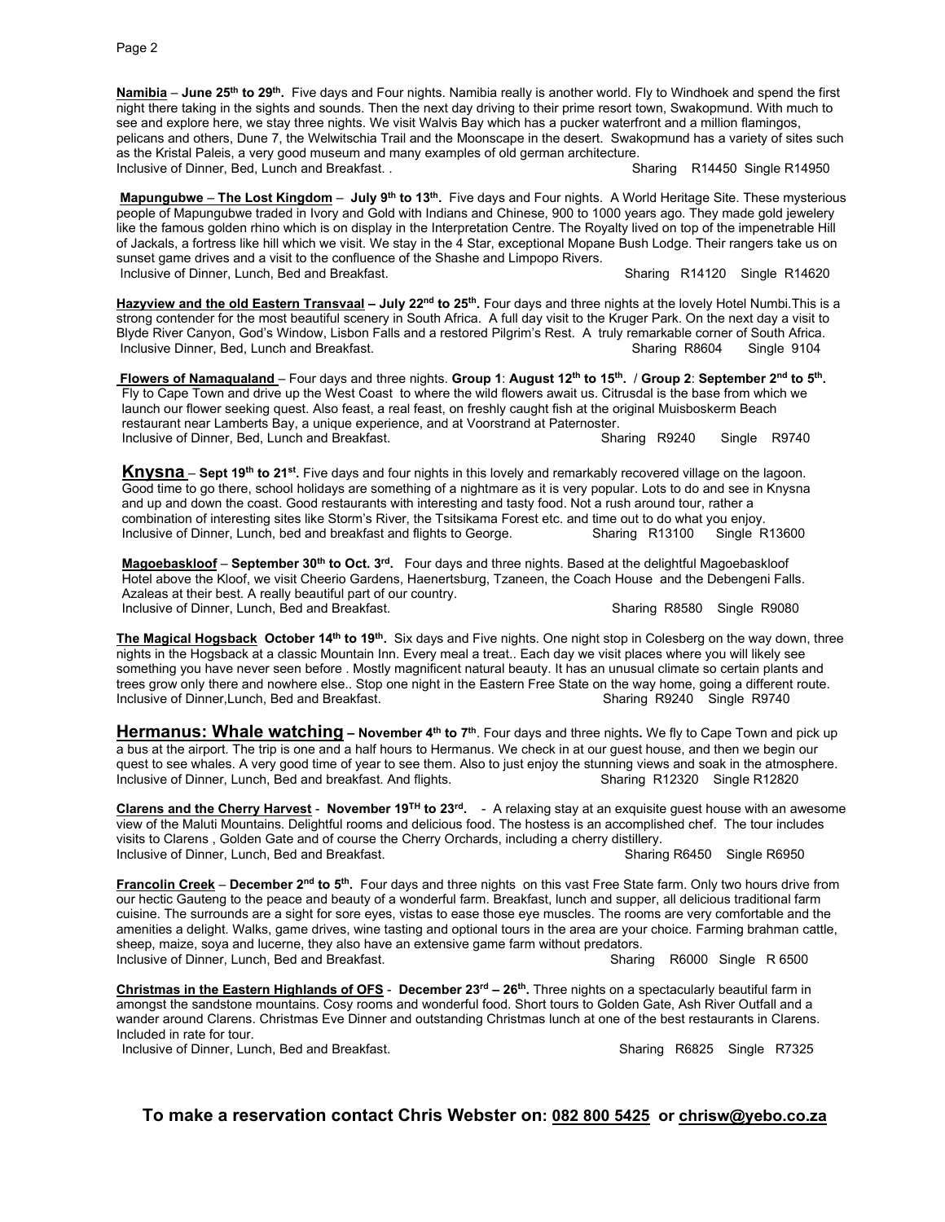**Namibia** – **June 25th to 29th.** Five days and Four nights. Namibia really is another world. Fly to Windhoek and spend the first night there taking in the sights and sounds. Then the next day driving to their prime resort town, Swakopmund. With much to see and explore here, we stay three nights. We visit Walvis Bay which has a pucker waterfront and a million flamingos, pelicans and others, Dune 7, the Welwitschia Trail and the Moonscape in the desert. Swakopmund has a variety of sites such as the Kristal Paleis, a very good museum and many examples of old german architecture.
Inclusive of Dinner, Bed, Lunch and Breakfast. . Sharing R14450 Single R14950

**Mapungubwe** – **The Lost Kingdom** – **July 9th to 13th.** Five days and Four nights. A World Heritage Site. These mysterious people of Mapungubwe traded in Ivory and Gold with Indians and Chinese, 900 to 1000 years ago. They made gold jewelery like the famous golden rhino which is on display in the Interpretation Centre. The Royalty lived on top of the impenetrable Hill of Jackals, a fortress like hill which we visit. We stay in the 4 Star, exceptional Mopane Bush Lodge. Their rangers take us on sunset game drives and a visit to the confluence of the Shashe and Limpopo Rivers.
Inclusive of Dinner, Lunch, Bed and Breakfast. Sharing R14120 Single R14620

**Hazyview and the old Eastern Transvaal – July 22nd to 25th.** Four days and three nights at the lovely Hotel Numbi.This is a strong contender for the most beautiful scenery in South Africa. A full day visit to the Kruger Park. On the next day a visit to Blyde River Canyon, God's Window, Lisbon Falls and a restored Pilgrim's Rest. A truly remarkable corner of South Africa.
Inclusive Dinner, Bed, Lunch and Breakfast. Sharing R8604 Single 9104

**Flowers of Namaqualand** – Four days and three nights. **Group 1**: **August 12th to 15th.** / **Group 2**: **September 2nd to 5th.** Fly to Cape Town and drive up the West Coast to where the wild flowers await us. Citrusdal is the base from which we launch our flower seeking quest. Also feast, a real feast, on freshly caught fish at the original Muisboskerm Beach restaurant near Lamberts Bay, a unique experience, and at Voorstrand at Paternoster.
Inclusive of Dinner, Bed, Lunch and Breakfast. Sharing R9240 Single R9740

**Knysna** – **Sept 19th to 21st.** Five days and four nights in this lovely and remarkably recovered village on the lagoon. Good time to go there, school holidays are something of a nightmare as it is very popular. Lots to do and see in Knysna and up and down the coast. Good restaurants with interesting and tasty food. Not a rush around tour, rather a combination of interesting sites like Storm's River, the Tsitsikama Forest etc. and time out to do what you enjoy.
Inclusive of Dinner, Lunch, bed and breakfast and flights to George. Sharing R13100 Single R13600

**Magoebaskloof** – **September 30th to Oct. 3rd.** Four days and three nights. Based at the delightful Magoebaskloof Hotel above the Kloof, we visit Cheerio Gardens, Haenertsburg, Tzaneen, the Coach House and the Debengeni Falls. Azaleas at their best. A really beautiful part of our country.
Inclusive of Dinner, Lunch, Bed and Breakfast. Sharing R8580 Single R9080

**The Magical Hogsback** **October 14th to 19th.** Six days and Five nights. One night stop in Colesberg on the way down, three nights in the Hogsback at a classic Mountain Inn. Every meal a treat.. Each day we visit places where you will likely see something you have never seen before . Mostly magnificent natural beauty. It has an unusual climate so certain plants and trees grow only there and nowhere else.. Stop one night in the Eastern Free State on the way home, going a different route.
Inclusive of Dinner,Lunch, Bed and Breakfast. Sharing R9240 Single R9740

**Hermanus: Whale watching – November 4th to 7th.** Four days and three nights**.** We fly to Cape Town and pick up a bus at the airport. The trip is one and a half hours to Hermanus. We check in at our guest house, and then we begin our quest to see whales. A very good time of year to see them. Also to just enjoy the stunning views and soak in the atmosphere.
Inclusive of Dinner, Lunch, Bed and breakfast. And flights. Sharing R12320 Single R12820

**Clarens and the Cherry Harvest** - **November 19TH to 23rd.** - A relaxing stay at an exquisite guest house with an awesome view of the Maluti Mountains. Delightful rooms and delicious food. The hostess is an accomplished chef. The tour includes visits to Clarens , Golden Gate and of course the Cherry Orchards, including a cherry distillery.
Inclusive of Dinner, Lunch, Bed and Breakfast. Sharing R6450 Single R6950

**Francolin Creek** – **December 2nd to 5th.** Four days and three nights on this vast Free State farm. Only two hours drive from our hectic Gauteng to the peace and beauty of a wonderful farm. Breakfast, lunch and supper, all delicious traditional farm cuisine. The surrounds are a sight for sore eyes, vistas to ease those eye muscles. The rooms are very comfortable and the amenities a delight. Walks, game drives, wine tasting and optional tours in the area are your choice. Farming brahman cattle, sheep, maize, soya and lucerne, they also have an extensive game farm without predators.
Inclusive of Dinner, Lunch, Bed and Breakfast. Sharing R6000 Single R 6500

**Christmas in the Eastern Highlands of OFS** - **December 23rd – 26th.** Three nights on a spectacularly beautiful farm in amongst the sandstone mountains. Cosy rooms and wonderful food. Short tours to Golden Gate, Ash River Outfall and a wander around Clarens. Christmas Eve Dinner and outstanding Christmas lunch at one of the best restaurants in Clarens. Included in rate for tour.
Inclusive of Dinner, Lunch, Bed and Breakfast. Sharing R6825 Single R7325

**To make a reservation contact Chris Webster on: 082 800 5425 or chrisw@yebo.co.za**